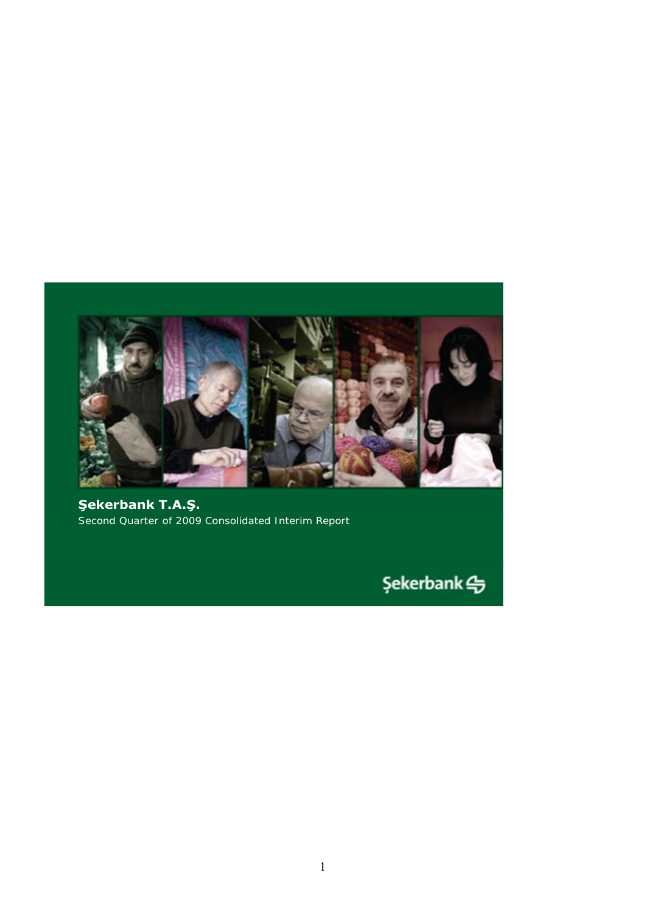# Şekerbank T.A.Ş.

Second Quarter of 2009 Consolidated Interim Report

Şekerbank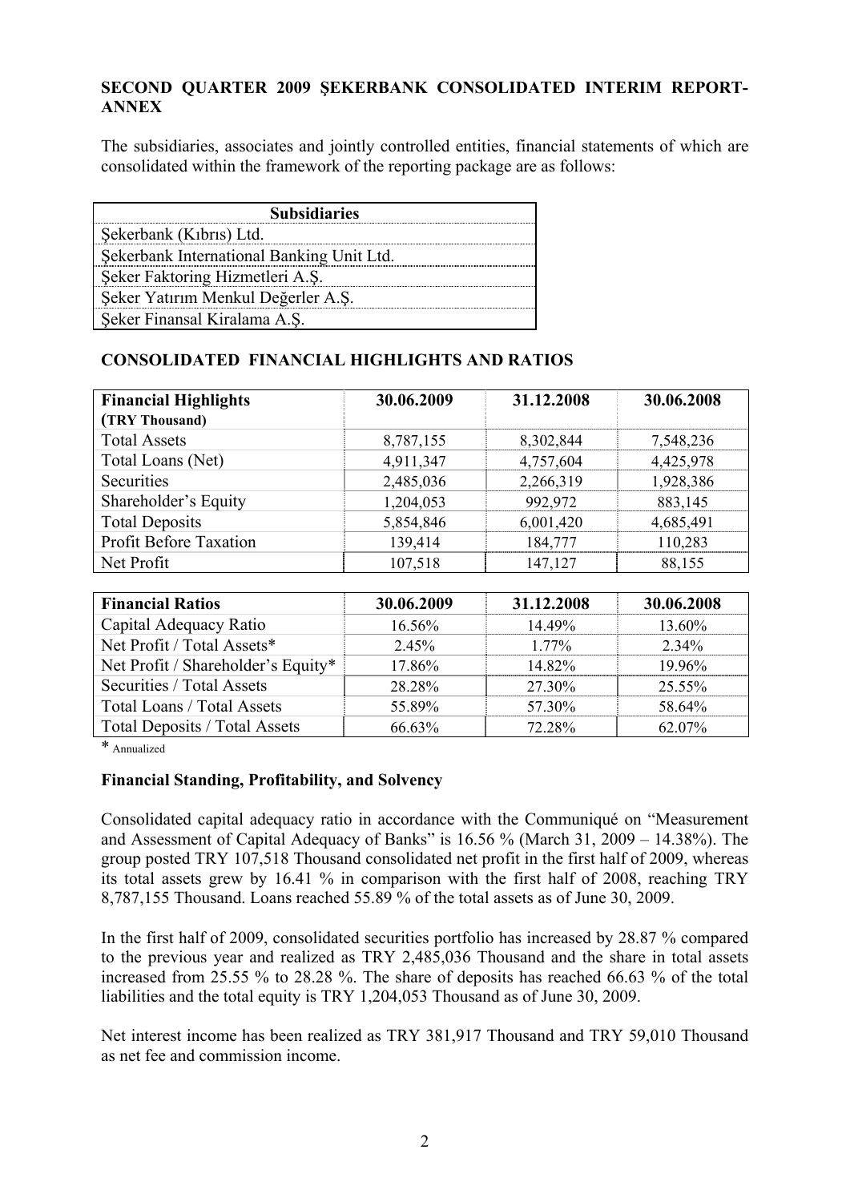**SECOND QUARTER 2009 ŞEKERBANK CONSOLIDATED INTERIM REPORT-ANNEX**

The subsidiaries, associates and jointly controlled entities, financial statements of which are consolidated within the framework of the reporting package are as follows:

| Subsidiaries |
|---|
| Şekerbank (Kıbrıs) Ltd. |
| Şekerbank International Banking Unit Ltd. |
| Şeker Faktoring Hizmetleri A.Ş. |
| Şeker Yatırım Menkul Değerler A.Ş. |
| Şeker Finansal Kiralama A.Ş. |

**CONSOLIDATED FINANCIAL HIGHLIGHTS AND RATIOS**

| Financial Highlights (TRY Thousand) | 30.06.2009 | 31.12.2008 | 30.06.2008 |
|---|---|---|---|
| Total Assets | 8,787,155 | 8,302,844 | 7,548,236 |
| Total Loans (Net) | 4,911,347 | 4,757,604 | 4,425,978 |
| Securities | 2,485,036 | 2,266,319 | 1,928,386 |
| Shareholder's Equity | 1,204,053 | 992,972 | 883,145 |
| Total Deposits | 5,854,846 | 6,001,420 | 4,685,491 |
| Profit Before Taxation | 139,414 | 184,777 | 110,283 |
| Net Profit | 107,518 | 147,127 | 88,155 |

| Financial Ratios | 30.06.2009 | 31.12.2008 | 30.06.2008 |
|---|---|---|---|
| Capital Adequacy Ratio | 16.56% | 14.49% | 13.60% |
| Net Profit / Total Assets* | 2.45% | 1.77% | 2.34% |
| Net Profit / Shareholder's Equity* | 17.86% | 14.82% | 19.96% |
| Securities / Total Assets | 28.28% | 27.30% | 25.55% |
| Total Loans / Total Assets | 55.89% | 57.30% | 58.64% |
| Total Deposits / Total Assets | 66.63% | 72.28% | 62.07% |

* Annualized

**Financial Standing, Profitability, and Solvency**

Consolidated capital adequacy ratio in accordance with the Communiqué on "Measurement and Assessment of Capital Adequacy of Banks" is 16.56 % (March 31, 2009 – 14.38%). The group posted TRY 107,518 Thousand consolidated net profit in the first half of 2009, whereas its total assets grew by 16.41 % in comparison with the first half of 2008, reaching TRY 8,787,155 Thousand. Loans reached 55.89 % of the total assets as of June 30, 2009.

In the first half of 2009, consolidated securities portfolio has increased by 28.87 % compared to the previous year and realized as TRY 2,485,036 Thousand and the share in total assets increased from 25.55 % to 28.28 %. The share of deposits has reached 66.63 % of the total liabilities and the total equity is TRY 1,204,053 Thousand as of June 30, 2009.

Net interest income has been realized as TRY 381,917 Thousand and TRY 59,010 Thousand as net fee and commission income.